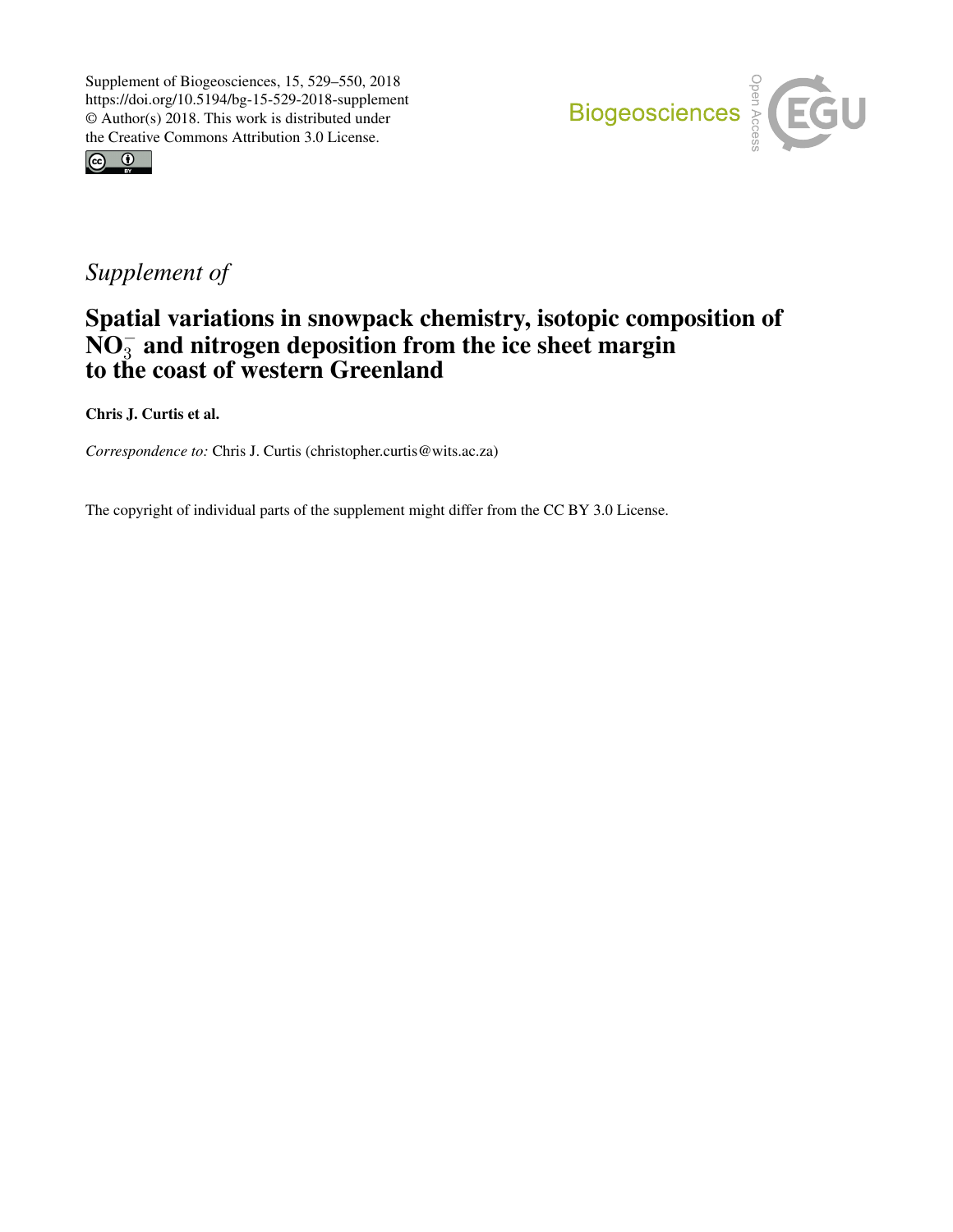Supplement of Biogeosciences, 15, 529–550, 2018
https://doi.org/10.5194/bg-15-529-2018-supplement
© Author(s) 2018. This work is distributed under
the Creative Commons Attribution 3.0 License.

*Supplement of*

# Spatial variations in snowpack chemistry, isotopic composition of $NO_3^-$ and nitrogen deposition from the ice sheet margin to the coast of western Greenland

**Chris J. Curtis et al.**

*Correspondence to:* Chris J. Curtis (christopher.curtis@wits.ac.za)

The copyright of individual parts of the supplement might differ from the CC BY 3.0 License.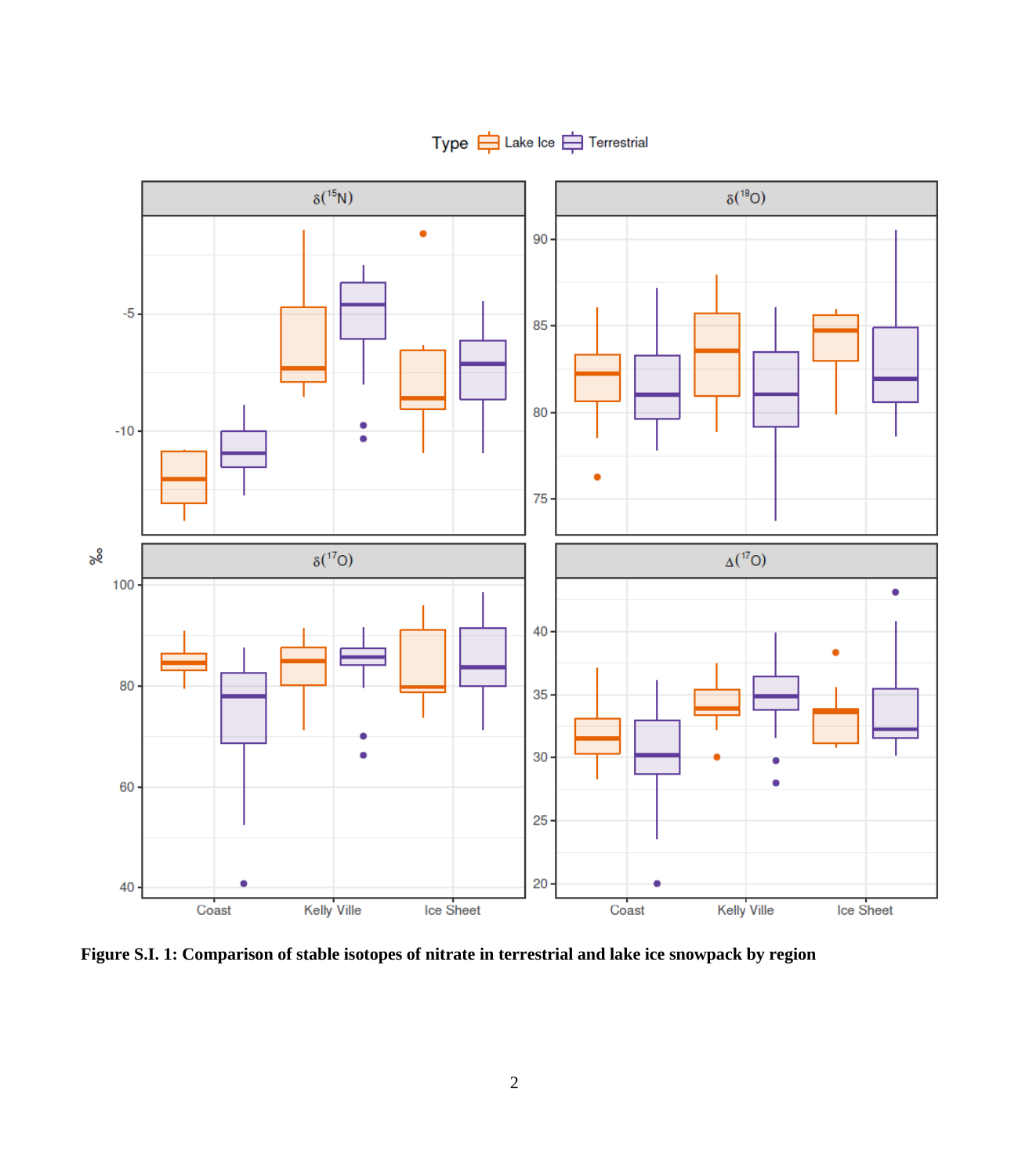**Figure S.I. 1: Comparison of stable isotopes of nitrate in terrestrial and lake ice snowpack by region**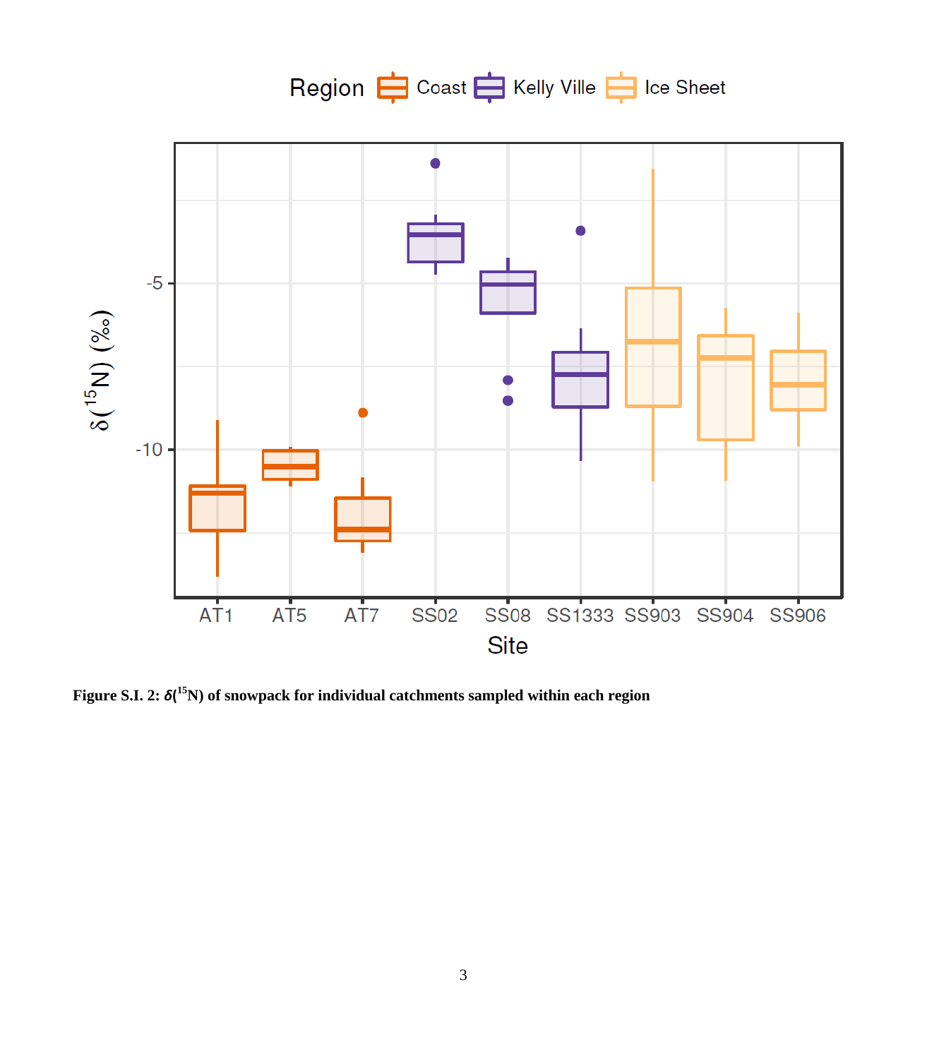**Figure S.I. 2: $\delta(^{15}N)$ of snowpack for individual catchments sampled within each region**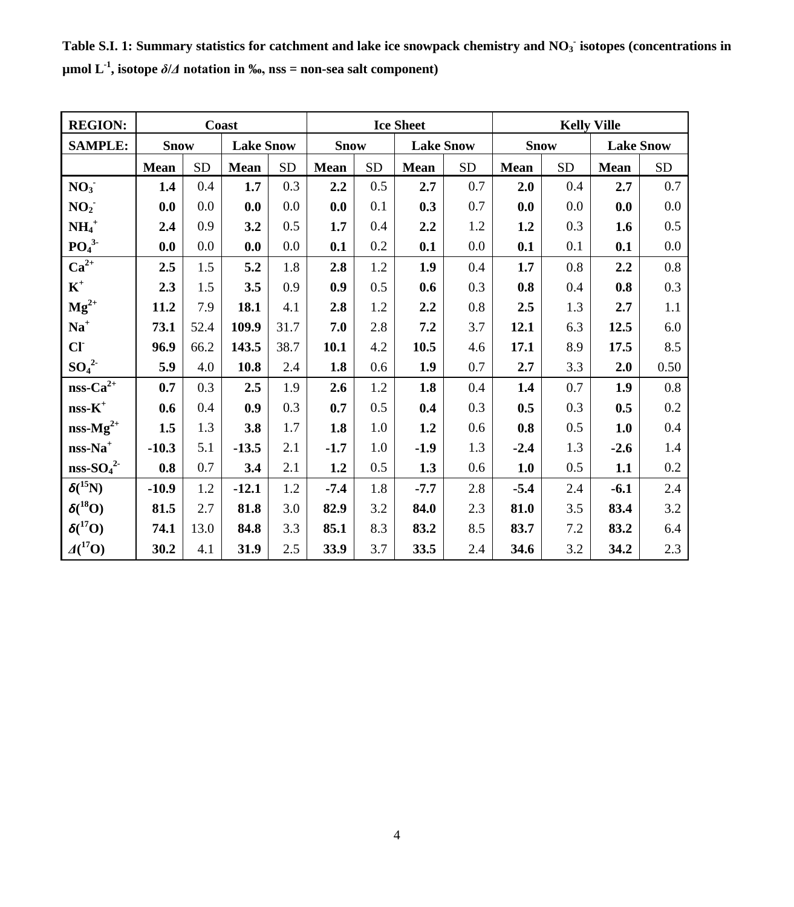**Table S.I. 1: Summary statistics for catchment and lake ice snowpack chemistry and $NO_3^-$ isotopes (concentrations in µmol $L^{-1}$, isotope $\delta/\Delta$ notation in ‰, nss = non-sea salt component)**

| **REGION:** | **Coast** | | | | **Ice Sheet** | | | | **Kelly Ville** | | | |
|---|---|---|---|---|---|---|---|---|---|---|---|---|
| **SAMPLE:** | **Snow** | | **Lake Snow** | | **Snow** | | **Lake Snow** | | **Snow** | | **Lake Snow** | |
| | **Mean** | SD | **Mean** | SD | **Mean** | SD | **Mean** | SD | **Mean** | SD | **Mean** | SD |
| $NO_3^-$ | **1.4** | 0.4 | **1.7** | 0.3 | **2.2** | 0.5 | **2.7** | 0.7 | **2.0** | 0.4 | **2.7** | 0.7 |
| $NO_2^-$ | **0.0** | 0.0 | **0.0** | 0.0 | **0.0** | 0.1 | **0.3** | 0.7 | **0.0** | 0.0 | **0.0** | 0.0 |
| $NH_4^+$ | **2.4** | 0.9 | **3.2** | 0.5 | **1.7** | 0.4 | **2.2** | 1.2 | **1.2** | 0.3 | **1.6** | 0.5 |
| $PO_4^{3-}$ | **0.0** | 0.0 | **0.0** | 0.0 | **0.1** | 0.2 | **0.1** | 0.0 | **0.1** | 0.1 | **0.1** | 0.0 |
| $Ca^{2+}$ | **2.5** | 1.5 | **5.2** | 1.8 | **2.8** | 1.2 | **1.9** | 0.4 | **1.7** | 0.8 | **2.2** | 0.8 |
| $K^+$ | **2.3** | 1.5 | **3.5** | 0.9 | **0.9** | 0.5 | **0.6** | 0.3 | **0.8** | 0.4 | **0.8** | 0.3 |
| $Mg^{2+}$ | **11.2** | 7.9 | **18.1** | 4.1 | **2.8** | 1.2 | **2.2** | 0.8 | **2.5** | 1.3 | **2.7** | 1.1 |
| $Na^+$ | **73.1** | 52.4 | **109.9** | 31.7 | **7.0** | 2.8 | **7.2** | 3.7 | **12.1** | 6.3 | **12.5** | 6.0 |
| $Cl^-$ | **96.9** | 66.2 | **143.5** | 38.7 | **10.1** | 4.2 | **10.5** | 4.6 | **17.1** | 8.9 | **17.5** | 8.5 |
| $SO_4^{2-}$ | **5.9** | 4.0 | **10.8** | 2.4 | **1.8** | 0.6 | **1.9** | 0.7 | **2.7** | 3.3 | **2.0** | 0.50 |
| nss-$Ca^{2+}$ | **0.7** | 0.3 | **2.5** | 1.9 | **2.6** | 1.2 | **1.8** | 0.4 | **1.4** | 0.7 | **1.9** | 0.8 |
| nss-$K^+$ | **0.6** | 0.4 | **0.9** | 0.3 | **0.7** | 0.5 | **0.4** | 0.3 | **0.5** | 0.3 | **0.5** | 0.2 |
| nss-$Mg^{2+}$ | **1.5** | 1.3 | **3.8** | 1.7 | **1.8** | 1.0 | **1.2** | 0.6 | **0.8** | 0.5 | **1.0** | 0.4 |
| nss-$Na^+$ | **-10.3** | 5.1 | **-13.5** | 2.1 | **-1.7** | 1.0 | **-1.9** | 1.3 | **-2.4** | 1.3 | **-2.6** | 1.4 |
| nss-$SO_4^{2-}$ | **0.8** | 0.7 | **3.4** | 2.1 | **1.2** | 0.5 | **1.3** | 0.6 | **1.0** | 0.5 | **1.1** | 0.2 |
| $\delta(^{15}N)$ | **-10.9** | 1.2 | **-12.1** | 1.2 | **-7.4** | 1.8 | **-7.7** | 2.8 | **-5.4** | 2.4 | **-6.1** | 2.4 |
| $\delta(^{18}O)$ | **81.5** | 2.7 | **81.8** | 3.0 | **82.9** | 3.2 | **84.0** | 2.3 | **81.0** | 3.5 | **83.4** | 3.2 |
| $\delta(^{17}O)$ | **74.1** | 13.0 | **84.8** | 3.3 | **85.1** | 8.3 | **83.2** | 8.5 | **83.7** | 7.2 | **83.2** | 6.4 |
| $\Delta(^{17}O)$ | **30.2** | 4.1 | **31.9** | 2.5 | **33.9** | 3.7 | **33.5** | 2.4 | **34.6** | 3.2 | **34.2** | 2.3 |